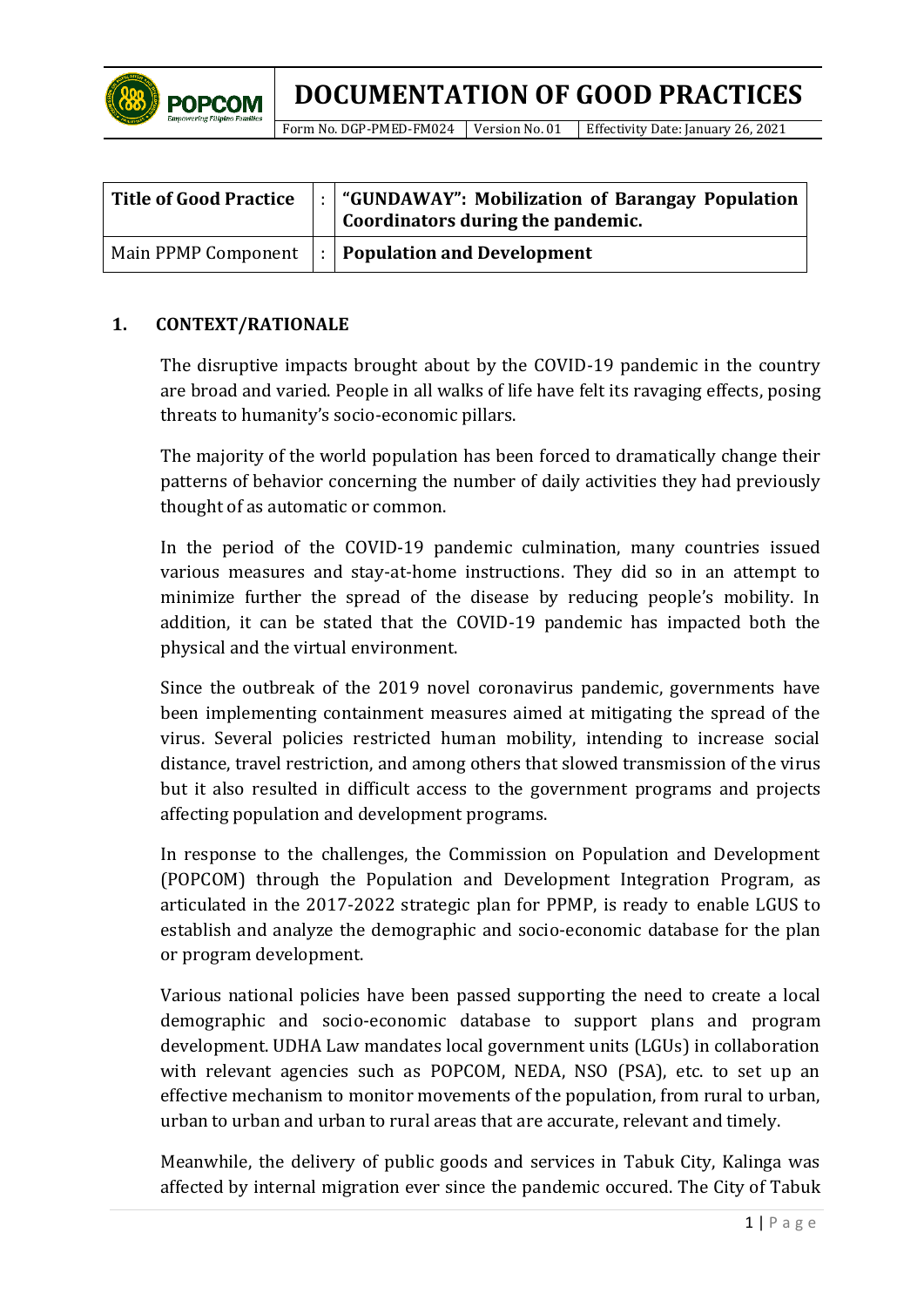# DOCUMENTATION OF GOOD PRACTICES

| Form No. DGP-PMED-FM024 | Version No. 01 | Effectivity Date: January 26, 2021 |
|---|---|---|

| Title of Good Practice | : | **"GUNDAWAY": Mobilization of Barangay Population Coordinators during the pandemic.** |
|---|---|---|
| Main PPMP Component | : | **Population and Development** |

## 1. CONTEXT/RATIONALE

The disruptive impacts brought about by the COVID-19 pandemic in the country are broad and varied. People in all walks of life have felt its ravaging effects, posing threats to humanity's socio-economic pillars.

The majority of the world population has been forced to dramatically change their patterns of behavior concerning the number of daily activities they had previously thought of as automatic or common.

In the period of the COVID-19 pandemic culmination, many countries issued various measures and stay-at-home instructions. They did so in an attempt to minimize further the spread of the disease by reducing people's mobility. In addition, it can be stated that the COVID-19 pandemic has impacted both the physical and the virtual environment.

Since the outbreak of the 2019 novel coronavirus pandemic, governments have been implementing containment measures aimed at mitigating the spread of the virus. Several policies restricted human mobility, intending to increase social distance, travel restriction, and among others that slowed transmission of the virus but it also resulted in difficult access to the government programs and projects affecting population and development programs.

In response to the challenges, the Commission on Population and Development (POPCOM) through the Population and Development Integration Program, as articulated in the 2017-2022 strategic plan for PPMP, is ready to enable LGUS to establish and analyze the demographic and socio-economic database for the plan or program development.

Various national policies have been passed supporting the need to create a local demographic and socio-economic database to support plans and program development. UDHA Law mandates local government units (LGUs) in collaboration with relevant agencies such as POPCOM, NEDA, NSO (PSA), etc. to set up an effective mechanism to monitor movements of the population, from rural to urban, urban to urban and urban to rural areas that are accurate, relevant and timely.

Meanwhile, the delivery of public goods and services in Tabuk City, Kalinga was affected by internal migration ever since the pandemic occured. The City of Tabuk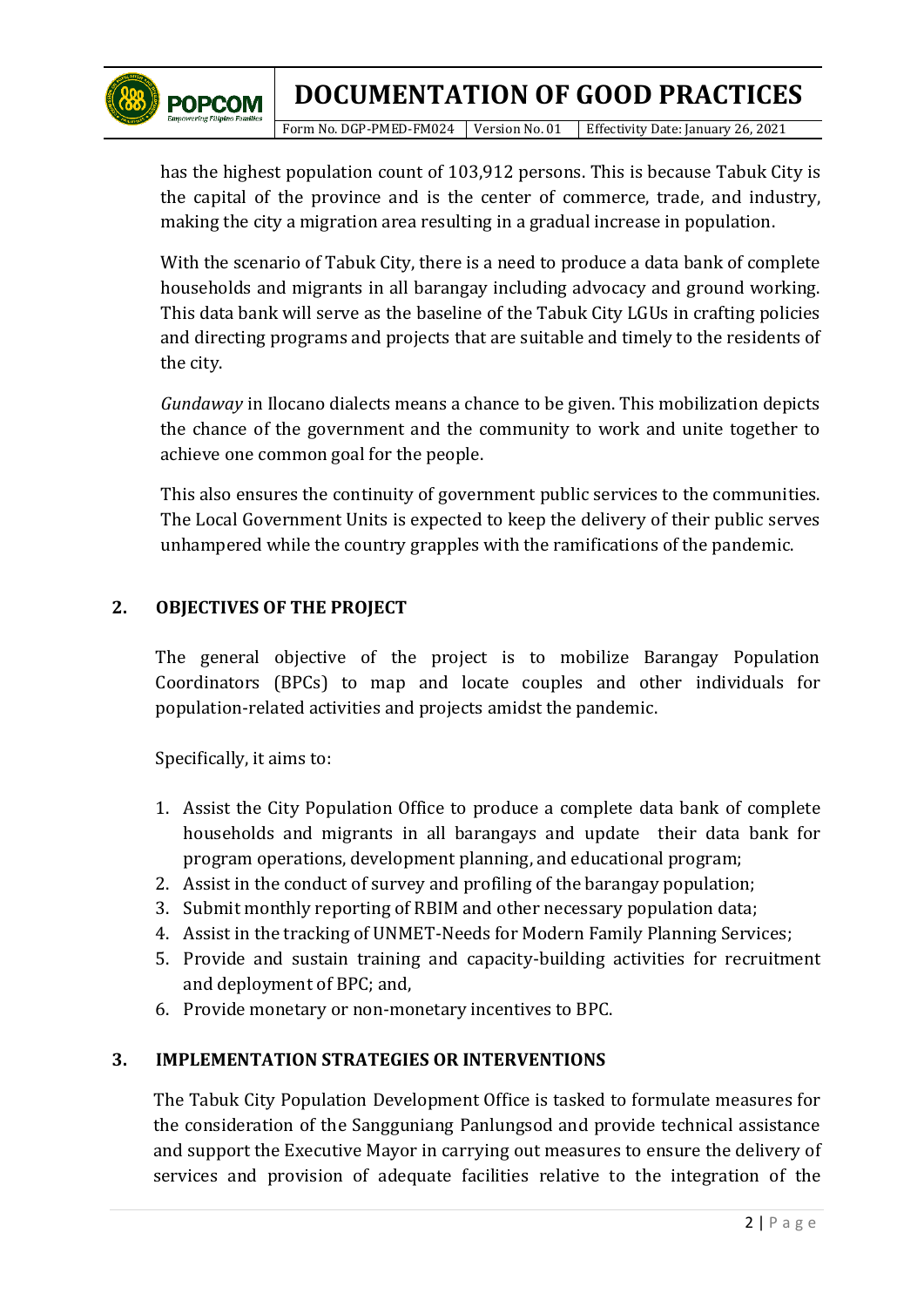has the highest population count of 103,912 persons. This is because Tabuk City is the capital of the province and is the center of commerce, trade, and industry, making the city a migration area resulting in a gradual increase in population.

With the scenario of Tabuk City, there is a need to produce a data bank of complete households and migrants in all barangay including advocacy and ground working. This data bank will serve as the baseline of the Tabuk City LGUs in crafting policies and directing programs and projects that are suitable and timely to the residents of the city.

*Gundaway* in Ilocano dialects means a chance to be given. This mobilization depicts the chance of the government and the community to work and unite together to achieve one common goal for the people.

This also ensures the continuity of government public services to the communities. The Local Government Units is expected to keep the delivery of their public serves unhampered while the country grapples with the ramifications of the pandemic.

## 2. OBJECTIVES OF THE PROJECT

The general objective of the project is to mobilize Barangay Population Coordinators (BPCs) to map and locate couples and other individuals for population-related activities and projects amidst the pandemic.

Specifically, it aims to:

1. Assist the City Population Office to produce a complete data bank of complete households and migrants in all barangays and update their data bank for program operations, development planning, and educational program;
2. Assist in the conduct of survey and profiling of the barangay population;
3. Submit monthly reporting of RBIM and other necessary population data;
4. Assist in the tracking of UNMET-Needs for Modern Family Planning Services;
5. Provide and sustain training and capacity-building activities for recruitment and deployment of BPC; and,
6. Provide monetary or non-monetary incentives to BPC.

## 3. IMPLEMENTATION STRATEGIES OR INTERVENTIONS

The Tabuk City Population Development Office is tasked to formulate measures for the consideration of the Sangguniang Panlungsod and provide technical assistance and support the Executive Mayor in carrying out measures to ensure the delivery of services and provision of adequate facilities relative to the integration of the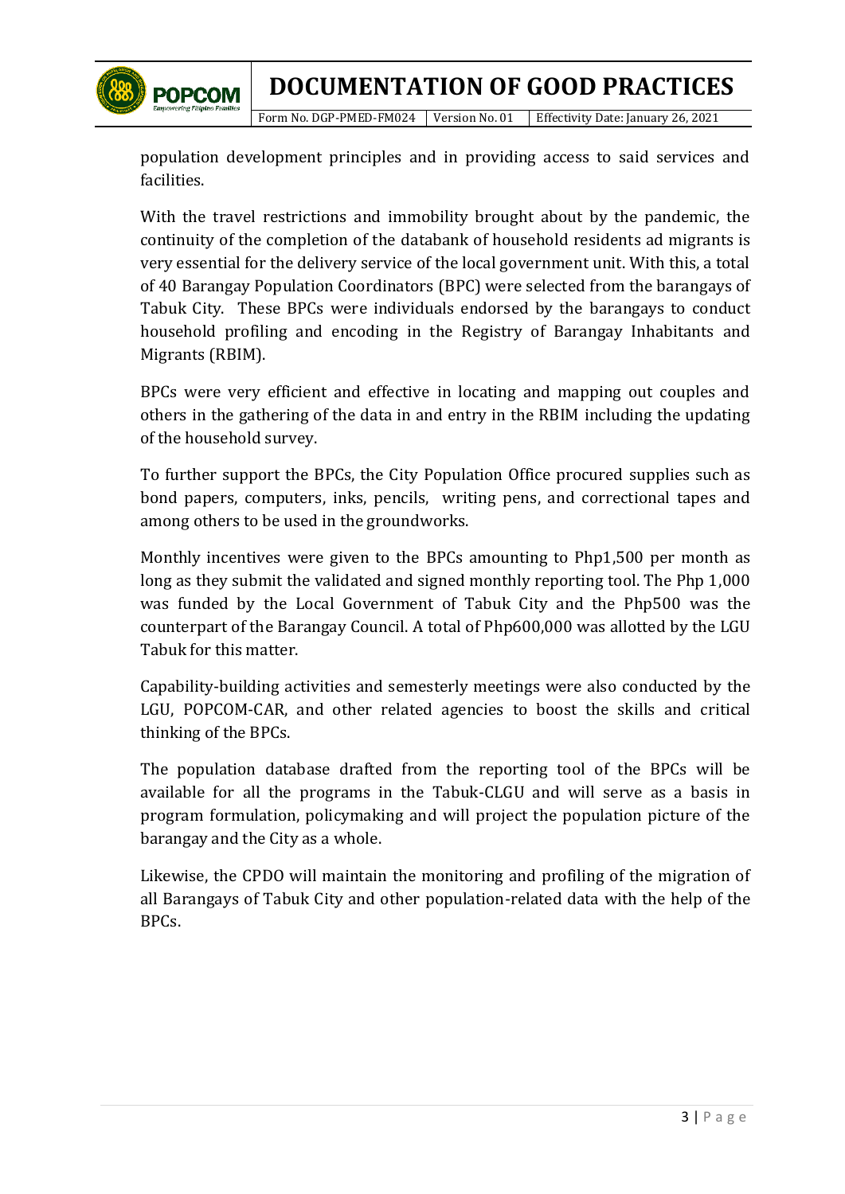population development principles and in providing access to said services and facilities.

With the travel restrictions and immobility brought about by the pandemic, the continuity of the completion of the databank of household residents ad migrants is very essential for the delivery service of the local government unit. With this, a total of 40 Barangay Population Coordinators (BPC) were selected from the barangays of Tabuk City. These BPCs were individuals endorsed by the barangays to conduct household profiling and encoding in the Registry of Barangay Inhabitants and Migrants (RBIM).

BPCs were very efficient and effective in locating and mapping out couples and others in the gathering of the data in and entry in the RBIM including the updating of the household survey.

To further support the BPCs, the City Population Office procured supplies such as bond papers, computers, inks, pencils, writing pens, and correctional tapes and among others to be used in the groundworks.

Monthly incentives were given to the BPCs amounting to Php1,500 per month as long as they submit the validated and signed monthly reporting tool. The Php 1,000 was funded by the Local Government of Tabuk City and the Php500 was the counterpart of the Barangay Council. A total of Php600,000 was allotted by the LGU Tabuk for this matter.

Capability-building activities and semesterly meetings were also conducted by the LGU, POPCOM-CAR, and other related agencies to boost the skills and critical thinking of the BPCs.

The population database drafted from the reporting tool of the BPCs will be available for all the programs in the Tabuk-CLGU and will serve as a basis in program formulation, policymaking and will project the population picture of the barangay and the City as a whole.

Likewise, the CPDO will maintain the monitoring and profiling of the migration of all Barangays of Tabuk City and other population-related data with the help of the BPCs.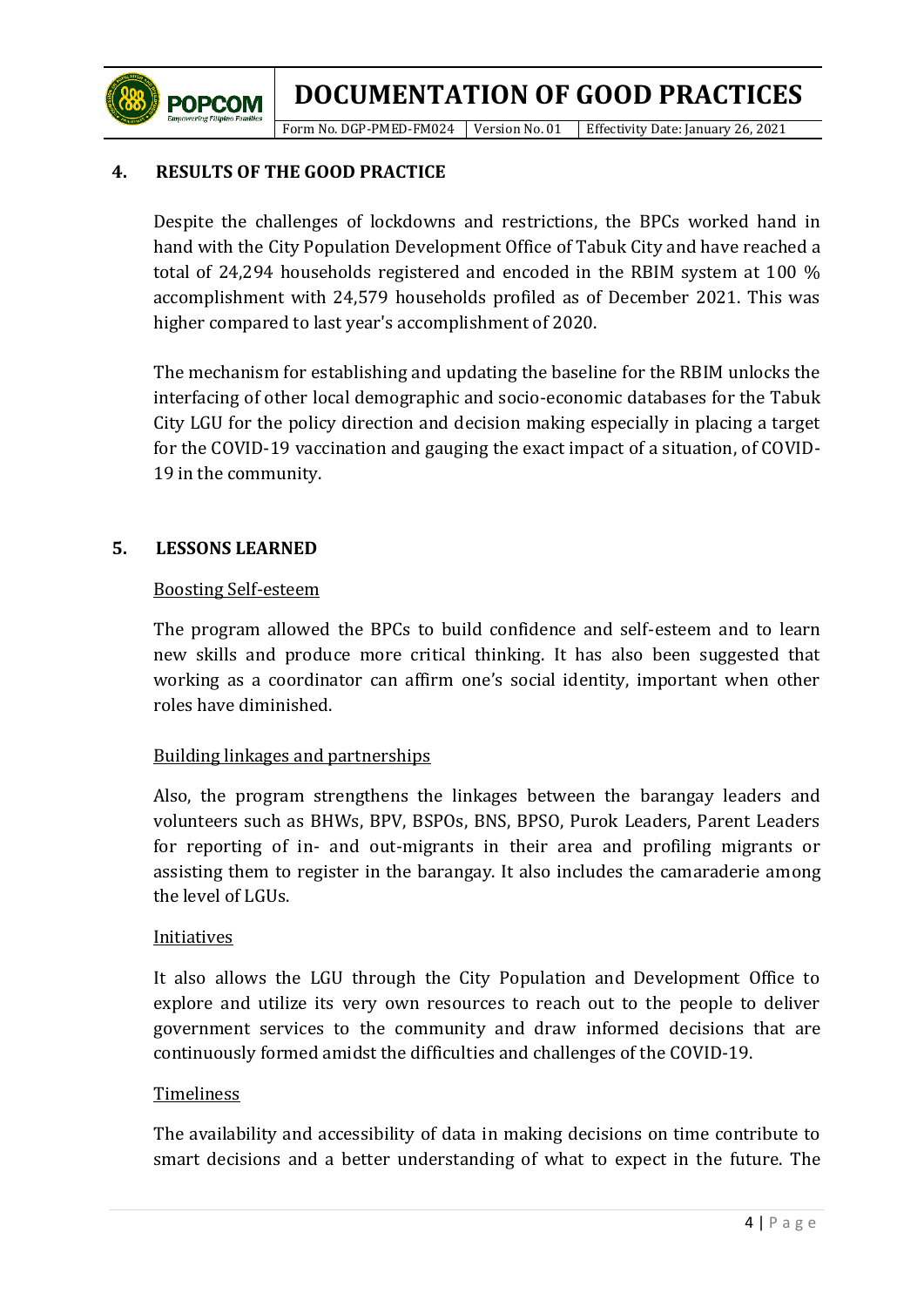## 4. RESULTS OF THE GOOD PRACTICE

Despite the challenges of lockdowns and restrictions, the BPCs worked hand in hand with the City Population Development Office of Tabuk City and have reached a total of 24,294 households registered and encoded in the RBIM system at 100 % accomplishment with 24,579 households profiled as of December 2021. This was higher compared to last year's accomplishment of 2020.

The mechanism for establishing and updating the baseline for the RBIM unlocks the interfacing of other local demographic and socio-economic databases for the Tabuk City LGU for the policy direction and decision making especially in placing a target for the COVID-19 vaccination and gauging the exact impact of a situation, of COVID-19 in the community.

## 5. LESSONS LEARNED

<u>Boosting Self-esteem</u>

The program allowed the BPCs to build confidence and self-esteem and to learn new skills and produce more critical thinking. It has also been suggested that working as a coordinator can affirm one's social identity, important when other roles have diminished.

<u>Building linkages and partnerships</u>

Also, the program strengthens the linkages between the barangay leaders and volunteers such as BHWs, BPV, BSPOs, BNS, BPSO, Purok Leaders, Parent Leaders for reporting of in- and out-migrants in their area and profiling migrants or assisting them to register in the barangay. It also includes the camaraderie among the level of LGUs.

<u>Initiatives</u>

It also allows the LGU through the City Population and Development Office to explore and utilize its very own resources to reach out to the people to deliver government services to the community and draw informed decisions that are continuously formed amidst the difficulties and challenges of the COVID-19.

<u>Timeliness</u>

The availability and accessibility of data in making decisions on time contribute to smart decisions and a better understanding of what to expect in the future. The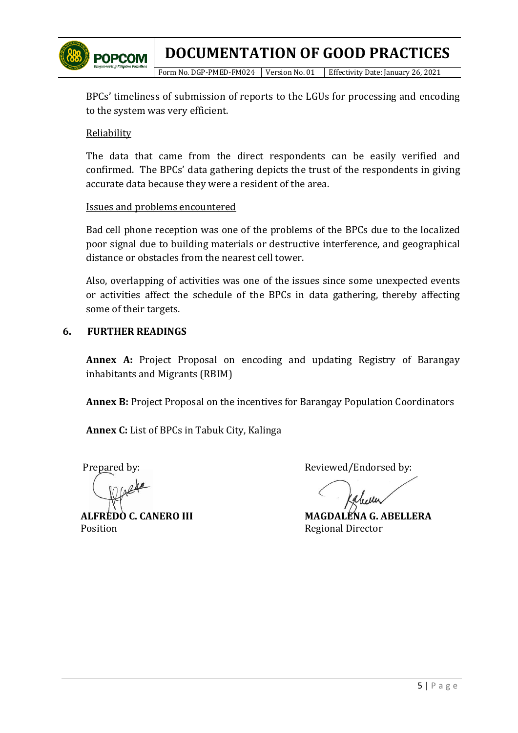BPCs' timeliness of submission of reports to the LGUs for processing and encoding to the system was very efficient.

Reliability

The data that came from the direct respondents can be easily verified and confirmed. The BPCs' data gathering depicts the trust of the respondents in giving accurate data because they were a resident of the area.

Issues and problems encountered

Bad cell phone reception was one of the problems of the BPCs due to the localized poor signal due to building materials or destructive interference, and geographical distance or obstacles from the nearest cell tower.

Also, overlapping of activities was one of the issues since some unexpected events or activities affect the schedule of the BPCs in data gathering, thereby affecting some of their targets.

## 6. FURTHER READINGS

**Annex A:** Project Proposal on encoding and updating Registry of Barangay inhabitants and Migrants (RBIM)

**Annex B:** Project Proposal on the incentives for Barangay Population Coordinators

**Annex C:** List of BPCs in Tabuk City, Kalinga

Prepared by:

**ALFREDO C. CANERO III**
Position

Reviewed/Endorsed by:

**MAGDALENA G. ABELLERA**
Regional Director